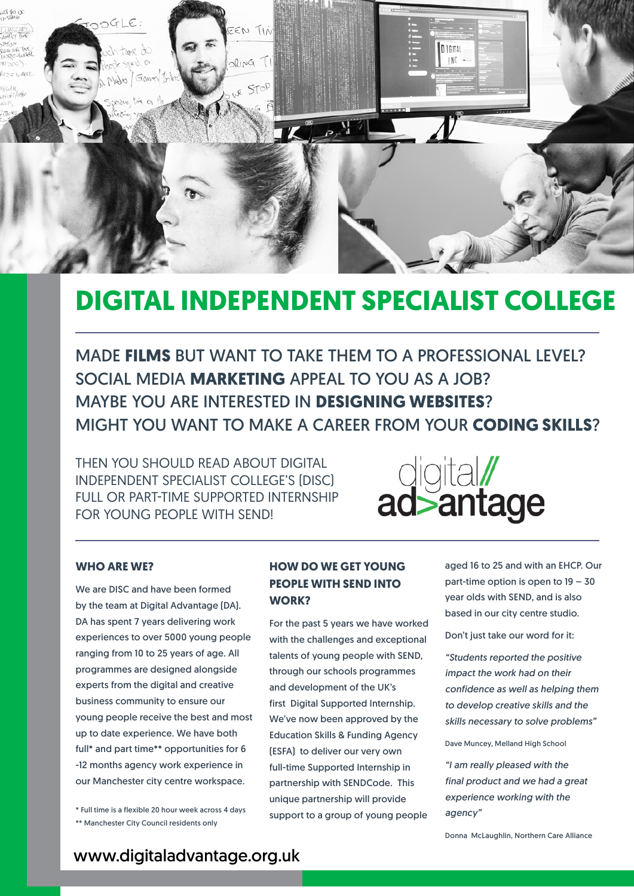# DIGITAL INDEPENDENT SPECIALIST COLLEGE

MADE **FILMS** BUT WANT TO TAKE THEM TO A PROFESSIONAL LEVEL?
SOCIAL MEDIA **MARKETING** APPEAL TO YOU AS A JOB?
MAYBE YOU ARE INTERESTED IN **DESIGNING WEBSITES**?
MIGHT YOU WANT TO MAKE A CAREER FROM YOUR **CODING SKILLS**?

THEN YOU SHOULD READ ABOUT DIGITAL INDEPENDENT SPECIALIST COLLEGE'S (DISC) FULL OR PART-TIME SUPPORTED INTERNSHIP FOR YOUNG PEOPLE WITH SEND!

digital// ad>antage

### WHO ARE WE?

We are DISC and have been formed by the team at Digital Advantage (DA). DA has spent 7 years delivering work experiences to over 5000 young people ranging from 10 to 25 years of age. All programmes are designed alongside experts from the digital and creative business community to ensure our young people receive the best and most up to date experience. We have both full* and part time** opportunities for 6 -12 months agency work experience in our Manchester city centre workspace.

\* Full time is a flexible 20 hour week across 4 days
\** Manchester City Council residents only

### HOW DO WE GET YOUNG PEOPLE WITH SEND INTO WORK?

For the past 5 years we have worked with the challenges and exceptional talents of young people with SEND, through our schools programmes and development of the UK's first Digital Supported Internship. We've now been approved by the Education Skills & Funding Agency (ESFA) to deliver our very own full-time Supported Internship in partnership with SENDCode. This unique partnership will provide support to a group of young people aged 16 to 25 and with an EHCP. Our part-time option is open to 19 – 30 year olds with SEND, and is also based in our city centre studio.

Don't just take our word for it:

*"Students reported the positive impact the work had on their confidence as well as helping them to develop creative skills and the skills necessary to solve problems"*

Dave Muncey, Melland High School

*"I am really pleased with the final product and we had a great experience working with the agency"*

Donna McLaughlin, Northern Care Alliance

www.digitaladvantage.org.uk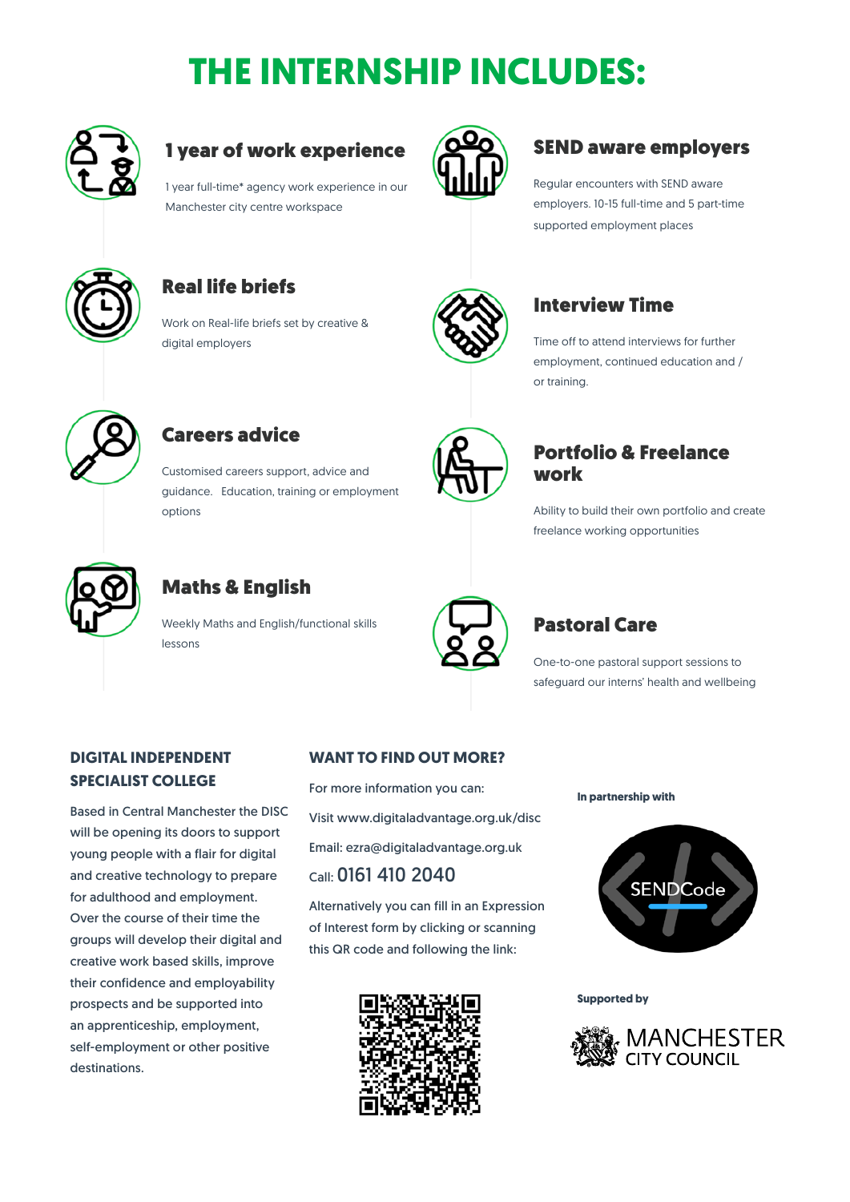# THE INTERNSHIP INCLUDES:

### 1 year of work experience

1 year full-time* agency work experience in our Manchester city centre workspace

### Real life briefs

Work on Real-life briefs set by creative & digital employers

### Careers advice

Customised careers support, advice and guidance. Education, training or employment options

### Maths & English

Weekly Maths and English/functional skills lessons

### SEND aware employers

Regular encounters with SEND aware employers. 10-15 full-time and 5 part-time supported employment places

### Interview Time

Time off to attend interviews for further employment, continued education and / or training.

### Portfolio & Freelance work

Ability to build their own portfolio and create freelance working opportunities

### Pastoral Care

One-to-one pastoral support sessions to safeguard our interns' health and wellbeing

## DIGITAL INDEPENDENT SPECIALIST COLLEGE

Based in Central Manchester the DISC will be opening its doors to support young people with a flair for digital and creative technology to prepare for adulthood and employment. Over the course of their time the groups will develop their digital and creative work based skills, improve their confidence and employability prospects and be supported into an apprenticeship, employment, self-employment or other positive destinations.

## WANT TO FIND OUT MORE?

For more information you can:

Visit www.digitaladvantage.org.uk/disc

Email: ezra@digitaladvantage.org.uk

Call: 0161 410 2040

Alternatively you can fill in an Expression of Interest form by clicking or scanning this QR code and following the link:

**In partnership with**

SENDCode

**Supported by**

MANCHESTER CITY COUNCIL